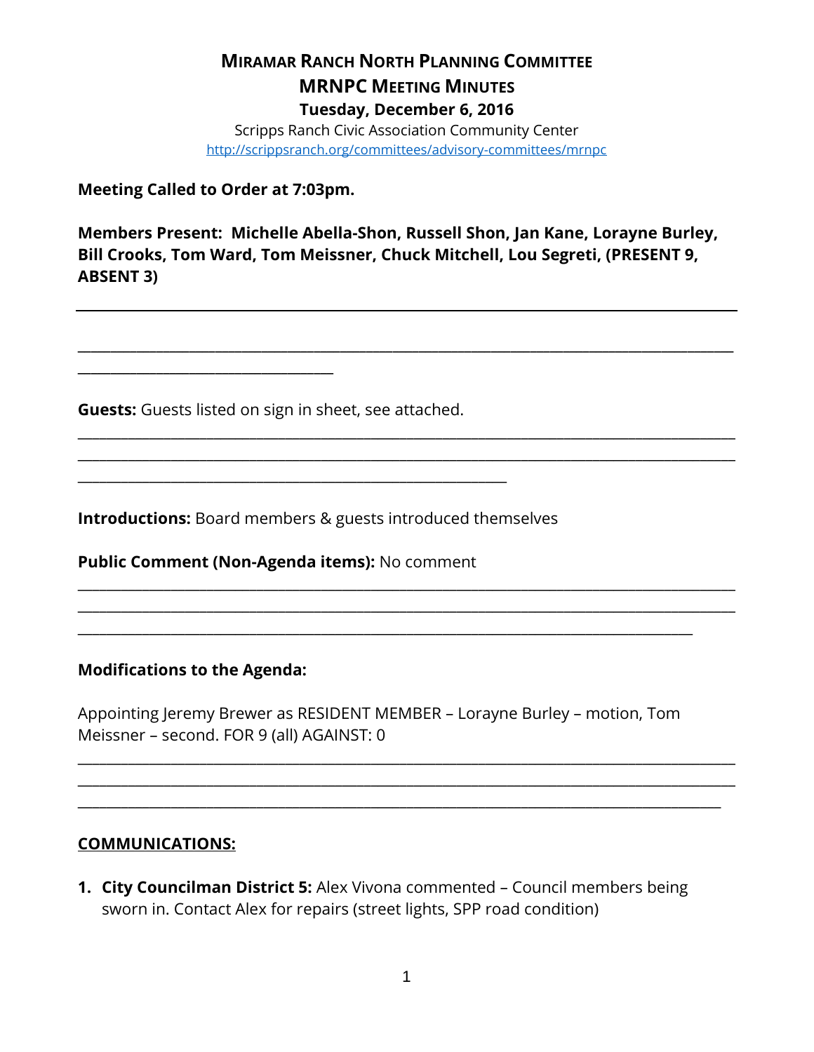# Miramar Ranch North Planning Committee

## MRNPC Meeting Minutes

### Tuesday, December 6, 2016

Scripps Ranch Civic Association Community Center
http://scrippsranch.org/committees/advisory-committees/mrnpc

**Meeting Called to Order at 7:03pm.**

**Members Present: Michelle Abella-Shon, Russell Shon, Jan Kane, Lorayne Burley, Bill Crooks, Tom Ward, Tom Meissner, Chuck Mitchell, Lou Segreti, (PRESENT 9, ABSENT 3)**

---

**Guests:** Guests listed on sign in sheet, see attached.

**Introductions:** Board members & guests introduced themselves

**Public Comment (Non-Agenda items):** No comment

**Modifications to the Agenda:**

Appointing Jeremy Brewer as RESIDENT MEMBER – Lorayne Burley – motion, Tom Meissner – second. FOR 9 (all) AGAINST: 0

**COMMUNICATIONS:**

1. **City Councilman District 5:** Alex Vivona commented – Council members being sworn in. Contact Alex for repairs (street lights, SPP road condition)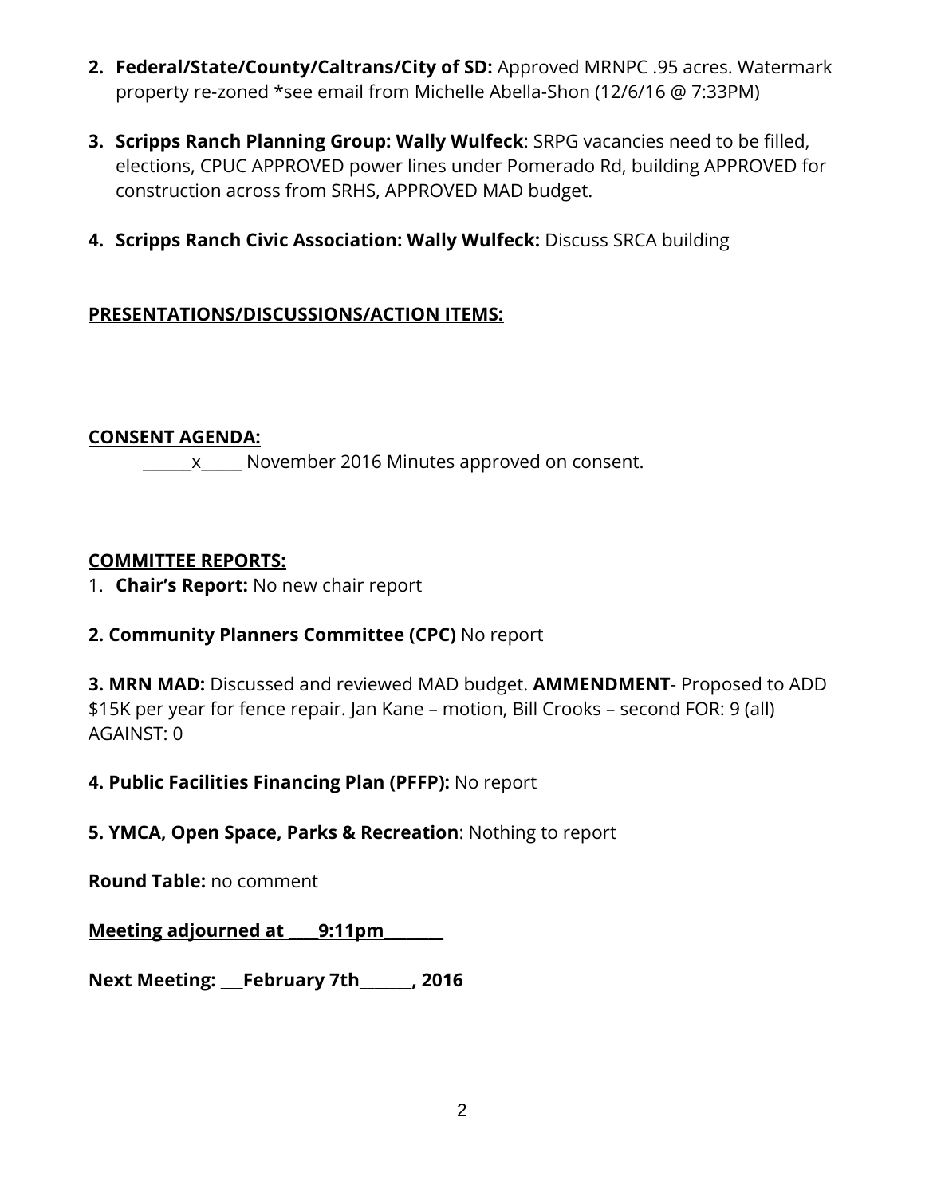2. **Federal/State/County/Caltrans/City of SD:** Approved MRNPC .95 acres. Watermark property re-zoned *see email from Michelle Abella-Shon (12/6/16 @ 7:33PM)

3. **Scripps Ranch Planning Group: Wally Wulfeck**: SRPG vacancies need to be filled, elections, CPUC APPROVED power lines under Pomerado Rd, building APPROVED for construction across from SRHS, APPROVED MAD budget.

4. **Scripps Ranch Civic Association: Wally Wulfeck:** Discuss SRCA building

**<u>PRESENTATIONS/DISCUSSIONS/ACTION ITEMS:</u>**

**<u>CONSENT AGENDA:</u>**

______x_____ November 2016 Minutes approved on consent.

**<u>COMMITTEE REPORTS:</u>**

1. **Chair's Report:** No new chair report

**2. Community Planners Committee (CPC)** No report

**3. MRN MAD:** Discussed and reviewed MAD budget. **AMMENDMENT**- Proposed to ADD $15K per year for fence repair. Jan Kane – motion, Bill Crooks – second FOR: 9 (all) AGAINST: 0

**4. Public Facilities Financing Plan (PFFP):** No report

**5. YMCA, Open Space, Parks & Recreation**: Nothing to report

**Round Table:** no comment

**<u>Meeting adjourned at ____9:11pm_______</u>**

**<u>Next Meeting:</u> ___February 7th______, 2016**